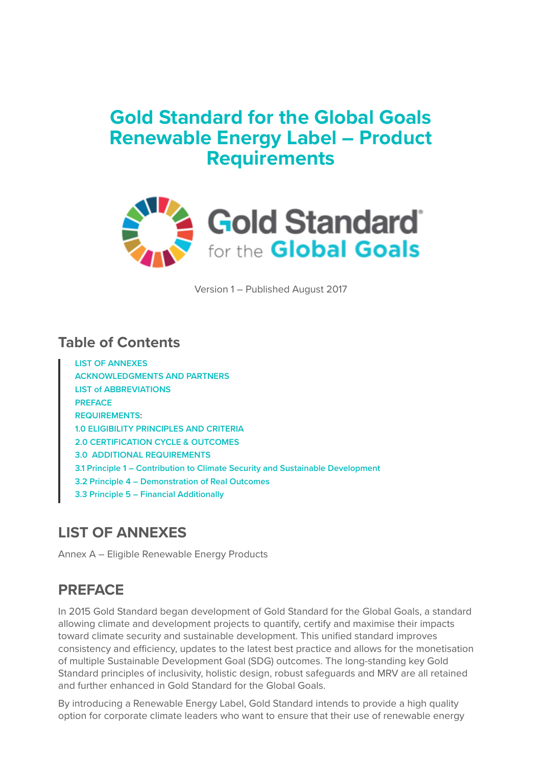# Gold Standard for the Global Goals Renewable Energy Label – Product Requirements

Gold Standard for the Global Goals

Version 1 – Published August 2017

## Table of Contents

- LIST OF ANNEXES
- ACKNOWLEDGMENTS AND PARTNERS
- LIST of ABBREVIATIONS
- PREFACE
- REQUIREMENTS:
- 1.0 ELIGIBILITY PRINCIPLES AND CRITERIA
- 2.0 CERTIFICATION CYCLE & OUTCOMES
- 3.0 ADDITIONAL REQUIREMENTS
- 3.1 Principle 1 – Contribution to Climate Security and Sustainable Development
- 3.2 Principle 4 – Demonstration of Real Outcomes
- 3.3 Principle 5 – Financial Additionally

## LIST OF ANNEXES

Annex A – Eligible Renewable Energy Products

## PREFACE

In 2015 Gold Standard began development of Gold Standard for the Global Goals, a standard allowing climate and development projects to quantify, certify and maximise their impacts toward climate security and sustainable development. This unified standard improves consistency and efficiency, updates to the latest best practice and allows for the monetisation of multiple Sustainable Development Goal (SDG) outcomes. The long-standing key Gold Standard principles of inclusivity, holistic design, robust safeguards and MRV are all retained and further enhanced in Gold Standard for the Global Goals.

By introducing a Renewable Energy Label, Gold Standard intends to provide a high quality option for corporate climate leaders who want to ensure that their use of renewable energy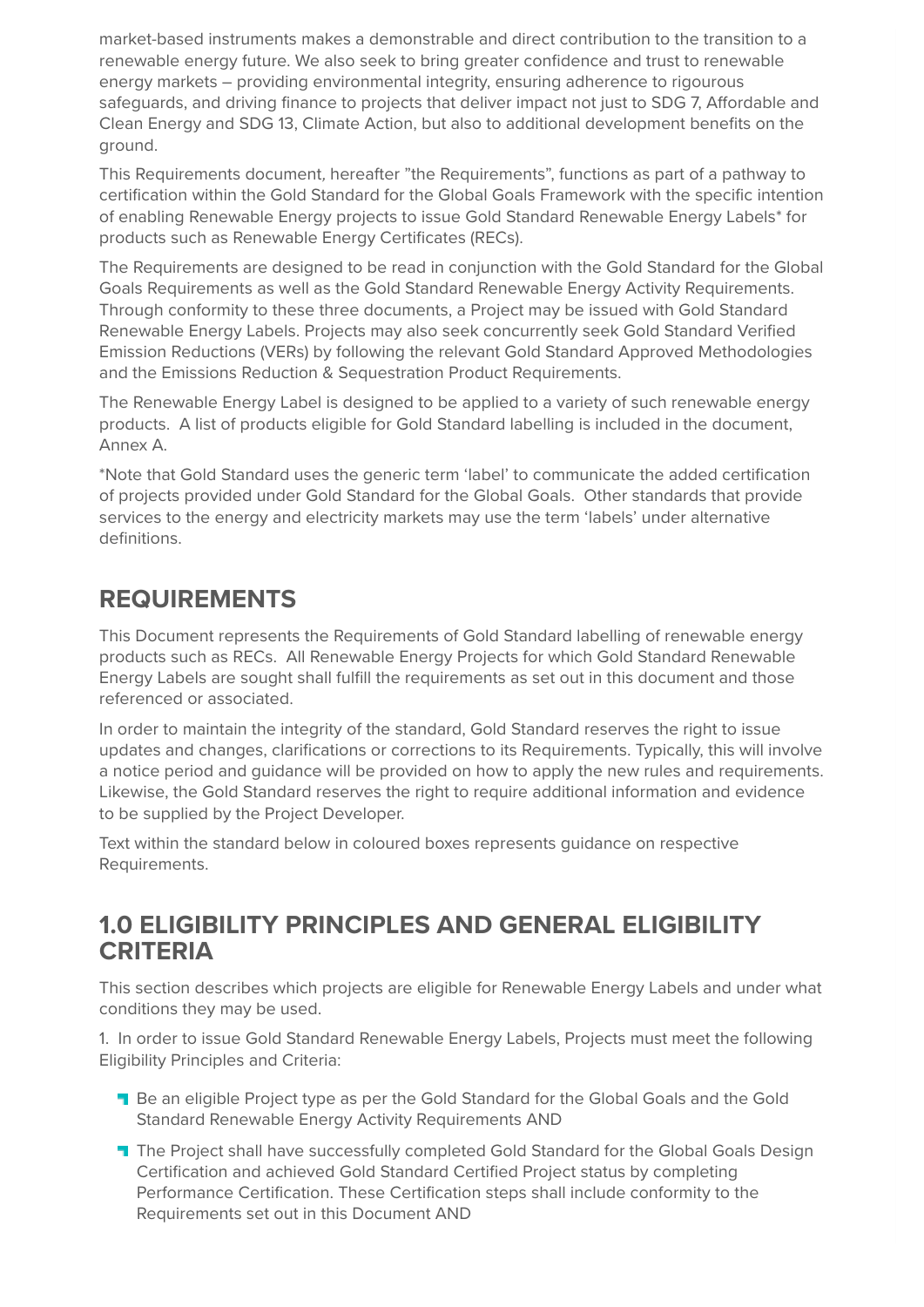market-based instruments makes a demonstrable and direct contribution to the transition to a renewable energy future. We also seek to bring greater confidence and trust to renewable energy markets – providing environmental integrity, ensuring adherence to rigourous safeguards, and driving finance to projects that deliver impact not just to SDG 7, Affordable and Clean Energy and SDG 13, Climate Action, but also to additional development benefits on the ground.

This Requirements document, hereafter "the Requirements", functions as part of a pathway to certification within the Gold Standard for the Global Goals Framework with the specific intention of enabling Renewable Energy projects to issue Gold Standard Renewable Energy Labels* for products such as Renewable Energy Certificates (RECs).

The Requirements are designed to be read in conjunction with the Gold Standard for the Global Goals Requirements as well as the Gold Standard Renewable Energy Activity Requirements. Through conformity to these three documents, a Project may be issued with Gold Standard Renewable Energy Labels. Projects may also seek concurrently seek Gold Standard Verified Emission Reductions (VERs) by following the relevant Gold Standard Approved Methodologies and the Emissions Reduction & Sequestration Product Requirements.

The Renewable Energy Label is designed to be applied to a variety of such renewable energy products. A list of products eligible for Gold Standard labelling is included in the document, Annex A.

*Note that Gold Standard uses the generic term 'label' to communicate the added certification of projects provided under Gold Standard for the Global Goals. Other standards that provide services to the energy and electricity markets may use the term 'labels' under alternative definitions.

## REQUIREMENTS

This Document represents the Requirements of Gold Standard labelling of renewable energy products such as RECs. All Renewable Energy Projects for which Gold Standard Renewable Energy Labels are sought shall fulfill the requirements as set out in this document and those referenced or associated.

In order to maintain the integrity of the standard, Gold Standard reserves the right to issue updates and changes, clarifications or corrections to its Requirements. Typically, this will involve a notice period and guidance will be provided on how to apply the new rules and requirements. Likewise, the Gold Standard reserves the right to require additional information and evidence to be supplied by the Project Developer.

Text within the standard below in coloured boxes represents guidance on respective Requirements.

## 1.0 ELIGIBILITY PRINCIPLES AND GENERAL ELIGIBILITY CRITERIA

This section describes which projects are eligible for Renewable Energy Labels and under what conditions they may be used.

1. In order to issue Gold Standard Renewable Energy Labels, Projects must meet the following Eligibility Principles and Criteria:

- Be an eligible Project type as per the Gold Standard for the Global Goals and the Gold Standard Renewable Energy Activity Requirements AND
- The Project shall have successfully completed Gold Standard for the Global Goals Design Certification and achieved Gold Standard Certified Project status by completing Performance Certification. These Certification steps shall include conformity to the Requirements set out in this Document AND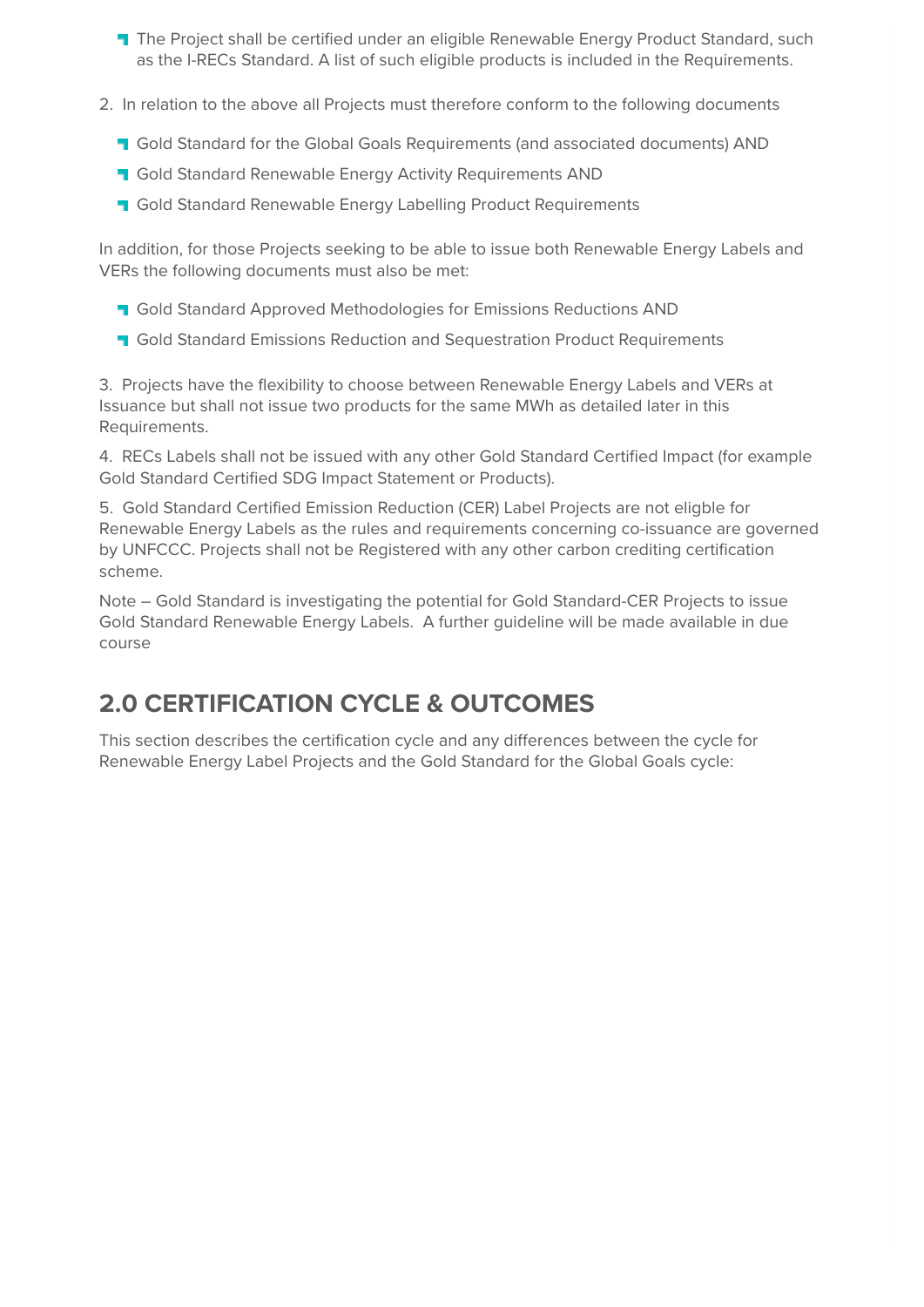- The Project shall be certified under an eligible Renewable Energy Product Standard, such as the I-RECs Standard. A list of such eligible products is included in the Requirements.

2. In relation to the above all Projects must therefore conform to the following documents

- Gold Standard for the Global Goals Requirements (and associated documents) AND
- Gold Standard Renewable Energy Activity Requirements AND
- Gold Standard Renewable Energy Labelling Product Requirements

In addition, for those Projects seeking to be able to issue both Renewable Energy Labels and VERs the following documents must also be met:

- Gold Standard Approved Methodologies for Emissions Reductions AND
- Gold Standard Emissions Reduction and Sequestration Product Requirements

3. Projects have the flexibility to choose between Renewable Energy Labels and VERs at Issuance but shall not issue two products for the same MWh as detailed later in this Requirements.

4. RECs Labels shall not be issued with any other Gold Standard Certified Impact (for example Gold Standard Certified SDG Impact Statement or Products).

5. Gold Standard Certified Emission Reduction (CER) Label Projects are not eligble for Renewable Energy Labels as the rules and requirements concerning co-issuance are governed by UNFCCC. Projects shall not be Registered with any other carbon crediting certification scheme.

Note – Gold Standard is investigating the potential for Gold Standard-CER Projects to issue Gold Standard Renewable Energy Labels. A further guideline will be made available in due course

## 2.0 CERTIFICATION CYCLE & OUTCOMES

This section describes the certification cycle and any differences between the cycle for Renewable Energy Label Projects and the Gold Standard for the Global Goals cycle: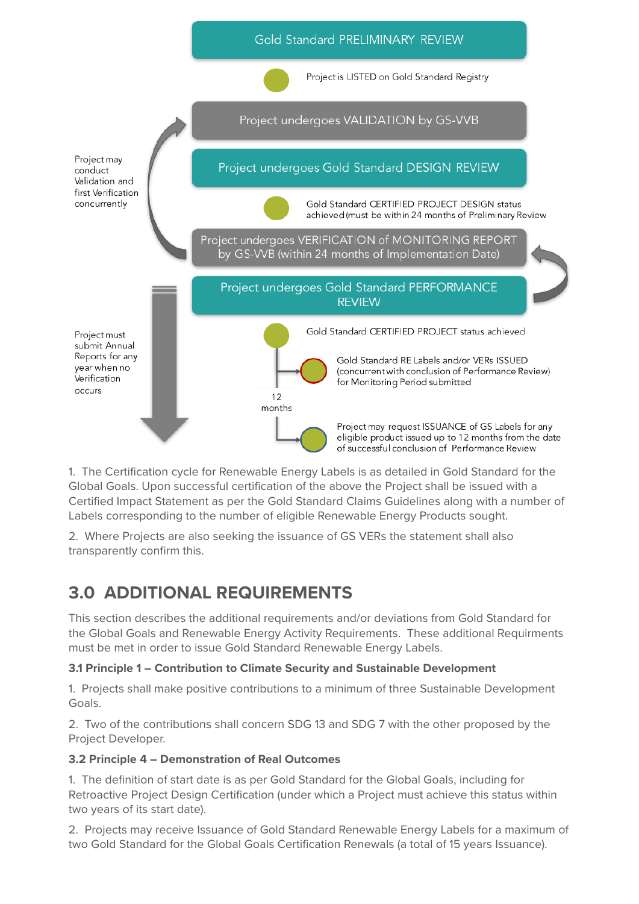Gold Standard PRELIMINARY REVIEW

Project is LISTED on Gold Standard Registry

Project undergoes VALIDATION by GS-VVB

Project undergoes Gold Standard DESIGN REVIEW

Gold Standard CERTIFIED PROJECT DESIGN status achieved (must be within 24 months of Preliminary Review

Project may conduct Validation and first Verification concurrently

Project undergoes VERIFICATION of MONITORING REPORT by GS-VVB (within 24 months of Implementation Date)

Project undergoes Gold Standard PERFORMANCE REVIEW

Gold Standard CERTIFIED PROJECT status achieved

Gold Standard RE Labels and/or VERs ISSUED (concurrent with conclusion of Performance Review) for Monitoring Period submitted

Project must submit Annual Reports for any year when no Verification occurs

12 months

Project may request ISSUANCE of GS Labels for any eligible product issued up to 12 months from the date of successful conclusion of Performance Review

1. The Certification cycle for Renewable Energy Labels is as detailed in Gold Standard for the Global Goals. Upon successful certification of the above the Project shall be issued with a Certified Impact Statement as per the Gold Standard Claims Guidelines along with a number of Labels corresponding to the number of eligible Renewable Energy Products sought.

2. Where Projects are also seeking the issuance of GS VERs the statement shall also transparently confirm this.

## 3.0 ADDITIONAL REQUIREMENTS

This section describes the additional requirements and/or deviations from Gold Standard for the Global Goals and Renewable Energy Activity Requirements. These additional Requirments must be met in order to issue Gold Standard Renewable Energy Labels.

### 3.1 Principle 1 – Contribution to Climate Security and Sustainable Development

1. Projects shall make positive contributions to a minimum of three Sustainable Development Goals.

2. Two of the contributions shall concern SDG 13 and SDG 7 with the other proposed by the Project Developer.

### 3.2 Principle 4 – Demonstration of Real Outcomes

1. The definition of start date is as per Gold Standard for the Global Goals, including for Retroactive Project Design Certification (under which a Project must achieve this status within two years of its start date).

2. Projects may receive Issuance of Gold Standard Renewable Energy Labels for a maximum of two Gold Standard for the Global Goals Certification Renewals (a total of 15 years Issuance).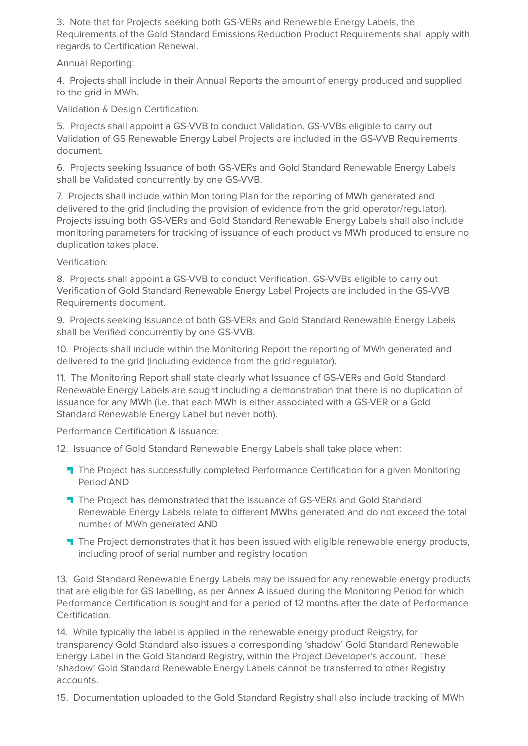3. Note that for Projects seeking both GS-VERs and Renewable Energy Labels, the Requirements of the Gold Standard Emissions Reduction Product Requirements shall apply with regards to Certification Renewal.

Annual Reporting:

4. Projects shall include in their Annual Reports the amount of energy produced and supplied to the grid in MWh.

Validation & Design Certification:

5. Projects shall appoint a GS-VVB to conduct Validation. GS-VVBs eligible to carry out Validation of GS Renewable Energy Label Projects are included in the GS-VVB Requirements document.

6. Projects seeking Issuance of both GS-VERs and Gold Standard Renewable Energy Labels shall be Validated concurrently by one GS-VVB.

7. Projects shall include within Monitoring Plan for the reporting of MWh generated and delivered to the grid (including the provision of evidence from the grid operator/regulator). Projects issuing both GS-VERs and Gold Standard Renewable Energy Labels shall also include monitoring parameters for tracking of issuance of each product vs MWh produced to ensure no duplication takes place.

Verification:

8. Projects shall appoint a GS-VVB to conduct Verification. GS-VVBs eligible to carry out Verification of Gold Standard Renewable Energy Label Projects are included in the GS-VVB Requirements document.

9. Projects seeking Issuance of both GS-VERs and Gold Standard Renewable Energy Labels shall be Verified concurrently by one GS-VVB.

10. Projects shall include within the Monitoring Report the reporting of MWh generated and delivered to the grid (including evidence from the grid regulator).

11. The Monitoring Report shall state clearly what Issuance of GS-VERs and Gold Standard Renewable Energy Labels are sought including a demonstration that there is no duplication of issuance for any MWh (i.e. that each MWh is either associated with a GS-VER or a Gold Standard Renewable Energy Label but never both).

Performance Certification & Issuance:

12. Issuance of Gold Standard Renewable Energy Labels shall take place when:

- The Project has successfully completed Performance Certification for a given Monitoring Period AND
- The Project has demonstrated that the issuance of GS-VERs and Gold Standard Renewable Energy Labels relate to different MWhs generated and do not exceed the total number of MWh generated AND
- The Project demonstrates that it has been issued with eligible renewable energy products, including proof of serial number and registry location

13. Gold Standard Renewable Energy Labels may be issued for any renewable energy products that are eligible for GS labelling, as per Annex A issued during the Monitoring Period for which Performance Certification is sought and for a period of 12 months after the date of Performance Certification.

14. While typically the label is applied in the renewable energy product Reigstry, for transparency Gold Standard also issues a corresponding 'shadow' Gold Standard Renewable Energy Label in the Gold Standard Registry, within the Project Developer's account. These 'shadow' Gold Standard Renewable Energy Labels cannot be transferred to other Registry accounts.

15. Documentation uploaded to the Gold Standard Registry shall also include tracking of MWh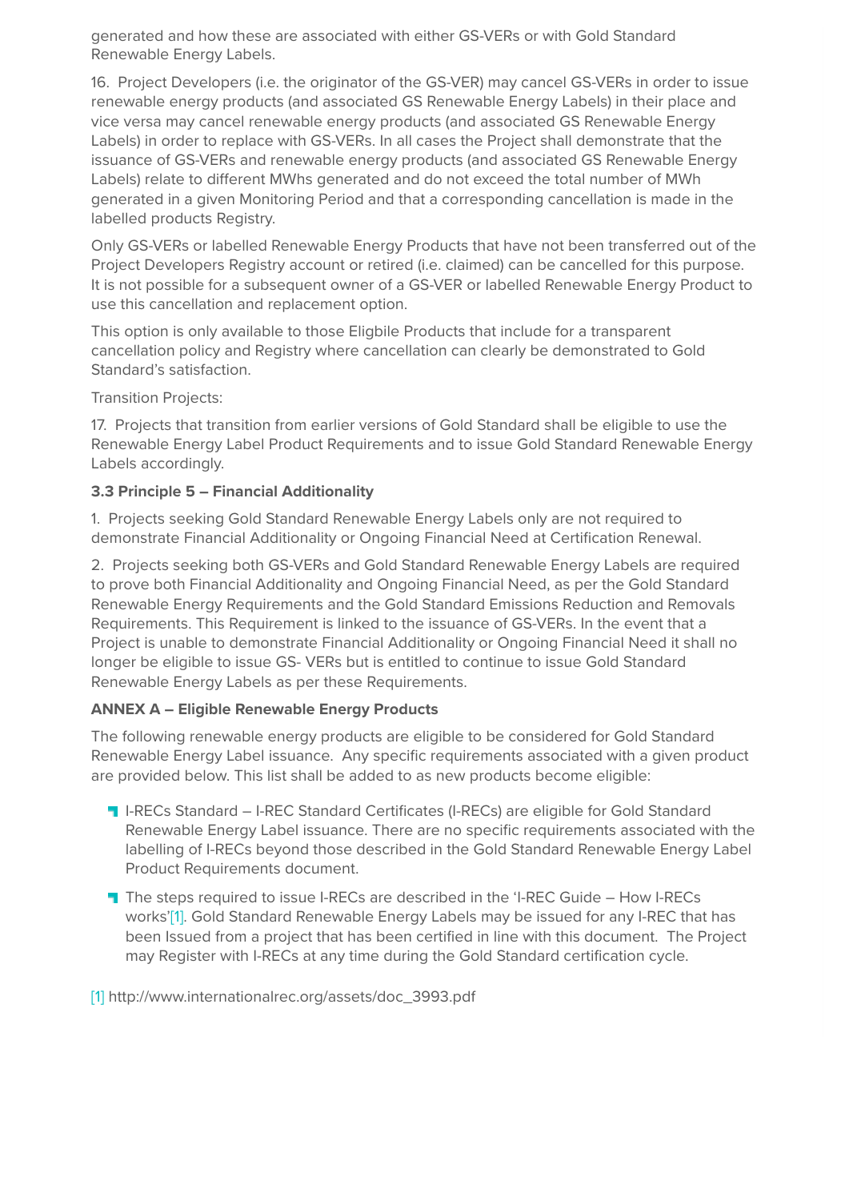generated and how these are associated with either GS-VERs or with Gold Standard Renewable Energy Labels.

16. Project Developers (i.e. the originator of the GS-VER) may cancel GS-VERs in order to issue renewable energy products (and associated GS Renewable Energy Labels) in their place and vice versa may cancel renewable energy products (and associated GS Renewable Energy Labels) in order to replace with GS-VERs. In all cases the Project shall demonstrate that the issuance of GS-VERs and renewable energy products (and associated GS Renewable Energy Labels) relate to different MWhs generated and do not exceed the total number of MWh generated in a given Monitoring Period and that a corresponding cancellation is made in the labelled products Registry.

Only GS-VERs or labelled Renewable Energy Products that have not been transferred out of the Project Developers Registry account or retired (i.e. claimed) can be cancelled for this purpose. It is not possible for a subsequent owner of a GS-VER or labelled Renewable Energy Product to use this cancellation and replacement option.

This option is only available to those Eligbile Products that include for a transparent cancellation policy and Registry where cancellation can clearly be demonstrated to Gold Standard's satisfaction.

Transition Projects:

17. Projects that transition from earlier versions of Gold Standard shall be eligible to use the Renewable Energy Label Product Requirements and to issue Gold Standard Renewable Energy Labels accordingly.

**3.3 Principle 5 – Financial Additionality**

1. Projects seeking Gold Standard Renewable Energy Labels only are not required to demonstrate Financial Additionality or Ongoing Financial Need at Certification Renewal.

2. Projects seeking both GS-VERs and Gold Standard Renewable Energy Labels are required to prove both Financial Additionality and Ongoing Financial Need, as per the Gold Standard Renewable Energy Requirements and the Gold Standard Emissions Reduction and Removals Requirements. This Requirement is linked to the issuance of GS-VERs. In the event that a Project is unable to demonstrate Financial Additionality or Ongoing Financial Need it shall no longer be eligible to issue GS- VERs but is entitled to continue to issue Gold Standard Renewable Energy Labels as per these Requirements.

**ANNEX A – Eligible Renewable Energy Products**

The following renewable energy products are eligible to be considered for Gold Standard Renewable Energy Label issuance. Any specific requirements associated with a given product are provided below. This list shall be added to as new products become eligible:

- I-RECs Standard – I-REC Standard Certificates (I-RECs) are eligible for Gold Standard Renewable Energy Label issuance. There are no specific requirements associated with the labelling of I-RECs beyond those described in the Gold Standard Renewable Energy Label Product Requirements document.
- The steps required to issue I-RECs are described in the 'I-REC Guide – How I-RECs works'[1]. Gold Standard Renewable Energy Labels may be issued for any I-REC that has been Issued from a project that has been certified in line with this document. The Project may Register with I-RECs at any time during the Gold Standard certification cycle.

[1] http://www.internationalrec.org/assets/doc_3993.pdf